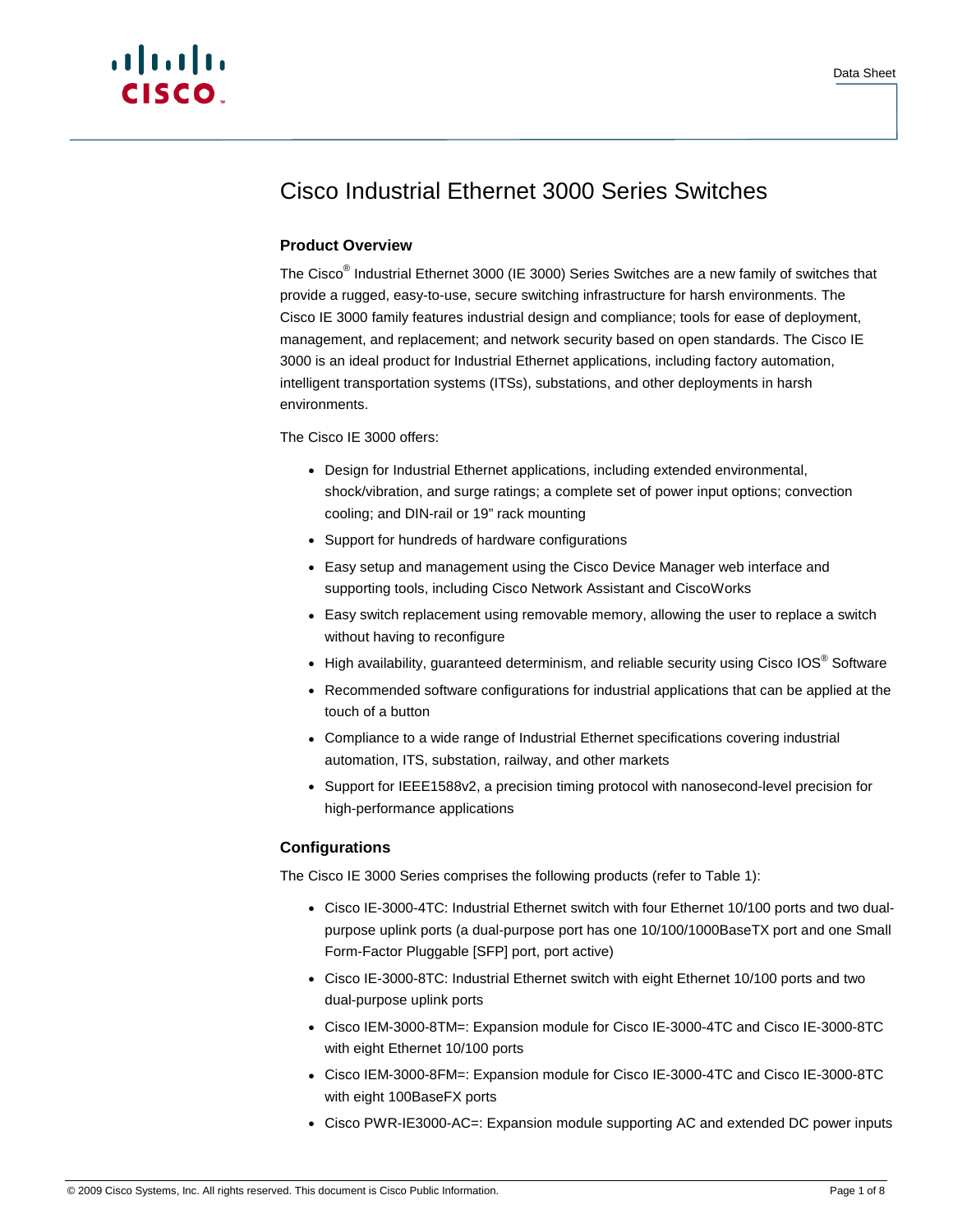# Cisco Industrial Ethernet 3000 Series Switches

## Product Overview

The Cisco® Industrial Ethernet 3000 (IE 3000) Series Switches are a new family of switches that provide a rugged, easy-to-use, secure switching infrastructure for harsh environments. The Cisco IE 3000 family features industrial design and compliance; tools for ease of deployment, management, and replacement; and network security based on open standards. The Cisco IE 3000 is an ideal product for Industrial Ethernet applications, including factory automation, intelligent transportation systems (ITSs), substations, and other deployments in harsh environments.

The Cisco IE 3000 offers:

- Design for Industrial Ethernet applications, including extended environmental, shock/vibration, and surge ratings; a complete set of power input options; convection cooling; and DIN-rail or 19" rack mounting
- Support for hundreds of hardware configurations
- Easy setup and management using the Cisco Device Manager web interface and supporting tools, including Cisco Network Assistant and CiscoWorks
- Easy switch replacement using removable memory, allowing the user to replace a switch without having to reconfigure
- High availability, guaranteed determinism, and reliable security using Cisco IOS® Software
- Recommended software configurations for industrial applications that can be applied at the touch of a button
- Compliance to a wide range of Industrial Ethernet specifications covering industrial automation, ITS, substation, railway, and other markets
- Support for IEEE1588v2, a precision timing protocol with nanosecond-level precision for high-performance applications

## Configurations

The Cisco IE 3000 Series comprises the following products (refer to Table 1):

- Cisco IE-3000-4TC: Industrial Ethernet switch with four Ethernet 10/100 ports and two dual-purpose uplink ports (a dual-purpose port has one 10/100/1000BaseTX port and one Small Form-Factor Pluggable [SFP] port, port active)
- Cisco IE-3000-8TC: Industrial Ethernet switch with eight Ethernet 10/100 ports and two dual-purpose uplink ports
- Cisco IEM-3000-8TM=: Expansion module for Cisco IE-3000-4TC and Cisco IE-3000-8TC with eight Ethernet 10/100 ports
- Cisco IEM-3000-8FM=: Expansion module for Cisco IE-3000-4TC and Cisco IE-3000-8TC with eight 100BaseFX ports
- Cisco PWR-IE3000-AC=: Expansion module supporting AC and extended DC power inputs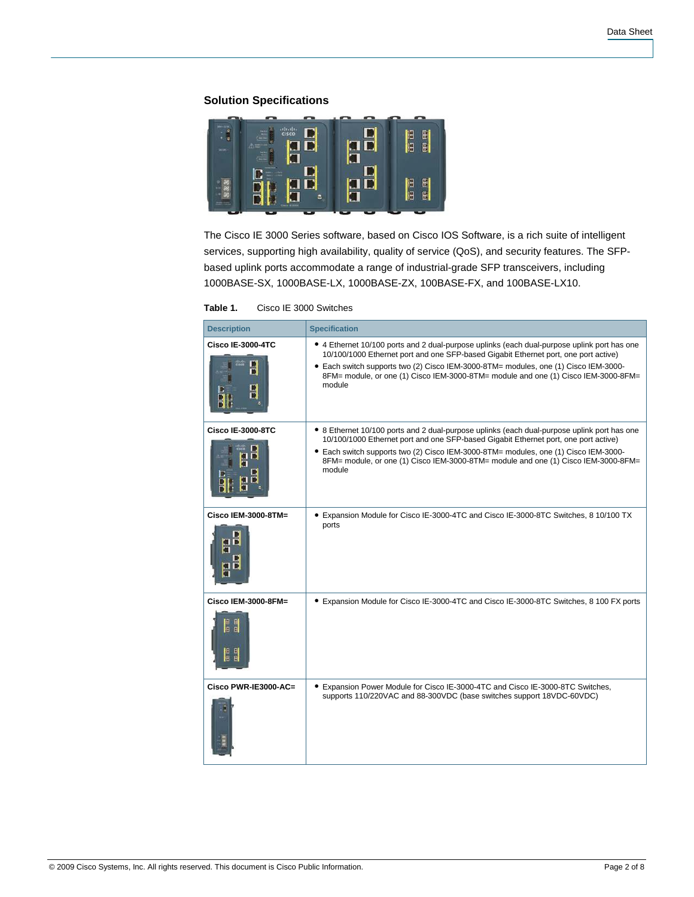## Solution Specifications

The Cisco IE 3000 Series software, based on Cisco IOS Software, is a rich suite of intelligent services, supporting high availability, quality of service (QoS), and security features. The SFP-based uplink ports accommodate a range of industrial-grade SFP transceivers, including 1000BASE-SX, 1000BASE-LX, 1000BASE-ZX, 100BASE-FX, and 100BASE-LX10.

**Table 1.** Cisco IE 3000 Switches

| Description | Specification |
| --- | --- |
| **Cisco IE-3000-4TC** | • 4 Ethernet 10/100 ports and 2 dual-purpose uplinks (each dual-purpose uplink port has one 10/100/1000 Ethernet port and one SFP-based Gigabit Ethernet port, one port active)<br>• Each switch supports two (2) Cisco IEM-3000-8TM= modules, one (1) Cisco IEM-3000-8FM= module, or one (1) Cisco IEM-3000-8TM= module and one (1) Cisco IEM-3000-8FM= module |
| **Cisco IE-3000-8TC** | • 8 Ethernet 10/100 ports and 2 dual-purpose uplinks (each dual-purpose uplink port has one 10/100/1000 Ethernet port and one SFP-based Gigabit Ethernet port, one port active)<br>• Each switch supports two (2) Cisco IEM-3000-8TM= modules, one (1) Cisco IEM-3000-8FM= module, or one (1) Cisco IEM-3000-8TM= module and one (1) Cisco IEM-3000-8FM= module |
| **Cisco IEM-3000-8TM=** | • Expansion Module for Cisco IE-3000-4TC and Cisco IE-3000-8TC Switches, 8 10/100 TX ports |
| **Cisco IEM-3000-8FM=** | • Expansion Module for Cisco IE-3000-4TC and Cisco IE-3000-8TC Switches, 8 100 FX ports |
| **Cisco PWR-IE3000-AC=** | • Expansion Power Module for Cisco IE-3000-4TC and Cisco IE-3000-8TC Switches, supports 110/220VAC and 88-300VDC (base switches support 18VDC-60VDC) |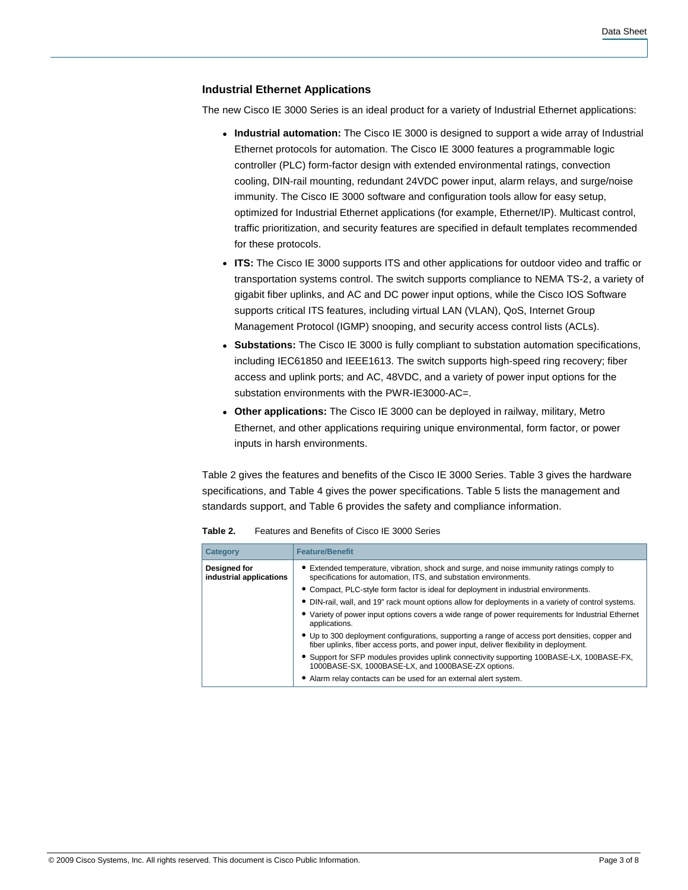### Industrial Ethernet Applications

The new Cisco IE 3000 Series is an ideal product for a variety of Industrial Ethernet applications:

- **Industrial automation:** The Cisco IE 3000 is designed to support a wide array of Industrial Ethernet protocols for automation. The Cisco IE 3000 features a programmable logic controller (PLC) form-factor design with extended environmental ratings, convection cooling, DIN-rail mounting, redundant 24VDC power input, alarm relays, and surge/noise immunity. The Cisco IE 3000 software and configuration tools allow for easy setup, optimized for Industrial Ethernet applications (for example, Ethernet/IP). Multicast control, traffic prioritization, and security features are specified in default templates recommended for these protocols.
- **ITS:** The Cisco IE 3000 supports ITS and other applications for outdoor video and traffic or transportation systems control. The switch supports compliance to NEMA TS-2, a variety of gigabit fiber uplinks, and AC and DC power input options, while the Cisco IOS Software supports critical ITS features, including virtual LAN (VLAN), QoS, Internet Group Management Protocol (IGMP) snooping, and security access control lists (ACLs).
- **Substations:** The Cisco IE 3000 is fully compliant to substation automation specifications, including IEC61850 and IEEE1613. The switch supports high-speed ring recovery; fiber access and uplink ports; and AC, 48VDC, and a variety of power input options for the substation environments with the PWR-IE3000-AC=.
- **Other applications:** The Cisco IE 3000 can be deployed in railway, military, Metro Ethernet, and other applications requiring unique environmental, form factor, or power inputs in harsh environments.

Table 2 gives the features and benefits of the Cisco IE 3000 Series. Table 3 gives the hardware specifications, and Table 4 gives the power specifications. Table 5 lists the management and standards support, and Table 6 provides the safety and compliance information.

**Table 2.** Features and Benefits of Cisco IE 3000 Series

| Category | Feature/Benefit |
|---|---|
| **Designed for industrial applications** | • Extended temperature, vibration, shock and surge, and noise immunity ratings comply to specifications for automation, ITS, and substation environments.<br>• Compact, PLC-style form factor is ideal for deployment in industrial environments.<br>• DIN-rail, wall, and 19" rack mount options allow for deployments in a variety of control systems.<br>• Variety of power input options covers a wide range of power requirements for Industrial Ethernet applications.<br>• Up to 300 deployment configurations, supporting a range of access port densities, copper and fiber uplinks, fiber access ports, and power input, deliver flexibility in deployment.<br>• Support for SFP modules provides uplink connectivity supporting 100BASE-LX, 100BASE-FX, 1000BASE-SX, 1000BASE-LX, and 1000BASE-ZX options.<br>• Alarm relay contacts can be used for an external alert system. |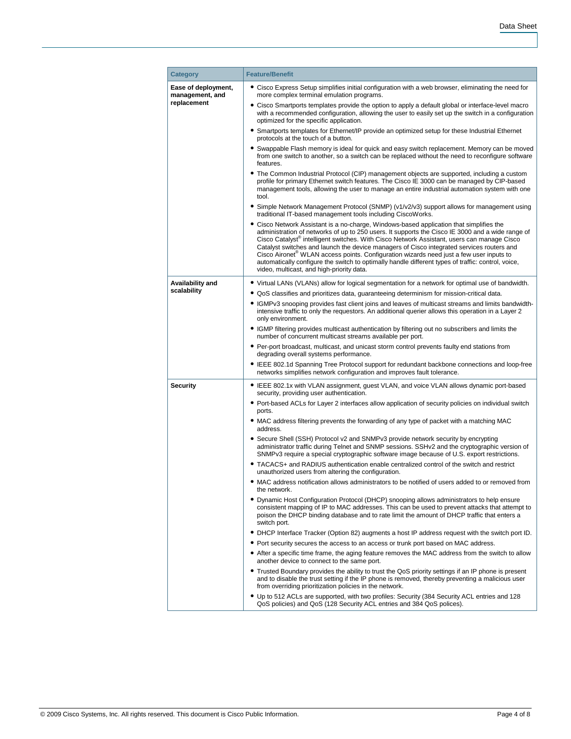| Category | Feature/Benefit |
| --- | --- |
| **Ease of deployment, management, and replacement** | • Cisco Express Setup simplifies initial configuration with a web browser, eliminating the need for more complex terminal emulation programs.<br>• Cisco Smartports templates provide the option to apply a default global or interface-level macro with a recommended configuration, allowing the user to easily set up the switch in a configuration optimized for the specific application.<br>• Smartports templates for Ethernet/IP provide an optimized setup for these Industrial Ethernet protocols at the touch of a button.<br>• Swappable Flash memory is ideal for quick and easy switch replacement. Memory can be moved from one switch to another, so a switch can be replaced without the need to reconfigure software features.<br>• The Common Industrial Protocol (CIP) management objects are supported, including a custom profile for primary Ethernet switch features. The Cisco IE 3000 can be managed by CIP-based management tools, allowing the user to manage an entire industrial automation system with one tool.<br>• Simple Network Management Protocol (SNMP) (v1/v2/v3) support allows for management using traditional IT-based management tools including CiscoWorks.<br>• Cisco Network Assistant is a no-charge, Windows-based application that simplifies the administration of networks of up to 250 users. It supports the Cisco IE 3000 and a wide range of Cisco Catalyst® intelligent switches. With Cisco Network Assistant, users can manage Cisco Catalyst switches and launch the device managers of Cisco integrated services routers and Cisco Aironet® WLAN access points. Configuration wizards need just a few user inputs to automatically configure the switch to optimally handle different types of traffic: control, voice, video, multicast, and high-priority data. |
| **Availability and scalability** | • Virtual LANs (VLANs) allow for logical segmentation for a network for optimal use of bandwidth.<br>• QoS classifies and prioritizes data, guaranteeing determinism for mission-critical data.<br>• IGMPv3 snooping provides fast client joins and leaves of multicast streams and limits bandwidth-intensive traffic to only the requestors. An additional querier allows this operation in a Layer 2 only environment.<br>• IGMP filtering provides multicast authentication by filtering out no subscribers and limits the number of concurrent multicast streams available per port.<br>• Per-port broadcast, multicast, and unicast storm control prevents faulty end stations from degrading overall systems performance.<br>• IEEE 802.1d Spanning Tree Protocol support for redundant backbone connections and loop-free networks simplifies network configuration and improves fault tolerance. |
| **Security** | • IEEE 802.1x with VLAN assignment, guest VLAN, and voice VLAN allows dynamic port-based security, providing user authentication.<br>• Port-based ACLs for Layer 2 interfaces allow application of security policies on individual switch ports.<br>• MAC address filtering prevents the forwarding of any type of packet with a matching MAC address.<br>• Secure Shell (SSH) Protocol v2 and SNMPv3 provide network security by encrypting administrator traffic during Telnet and SNMP sessions. SSHv2 and the cryptographic version of SNMPv3 require a special cryptographic software image because of U.S. export restrictions.<br>• TACACS+ and RADIUS authentication enable centralized control of the switch and restrict unauthorized users from altering the configuration.<br>• MAC address notification allows administrators to be notified of users added to or removed from the network.<br>• Dynamic Host Configuration Protocol (DHCP) snooping allows administrators to help ensure consistent mapping of IP to MAC addresses. This can be used to prevent attacks that attempt to poison the DHCP binding database and to rate limit the amount of DHCP traffic that enters a switch port.<br>• DHCP Interface Tracker (Option 82) augments a host IP address request with the switch port ID.<br>• Port security secures the access to an access or trunk port based on MAC address.<br>• After a specific time frame, the aging feature removes the MAC address from the switch to allow another device to connect to the same port.<br>• Trusted Boundary provides the ability to trust the QoS priority settings if an IP phone is present and to disable the trust setting if the IP phone is removed, thereby preventing a malicious user from overriding prioritization policies in the network.<br>• Up to 512 ACLs are supported, with two profiles: Security (384 Security ACL entries and 128 QoS policies) and QoS (128 Security ACL entries and 384 QoS polices). |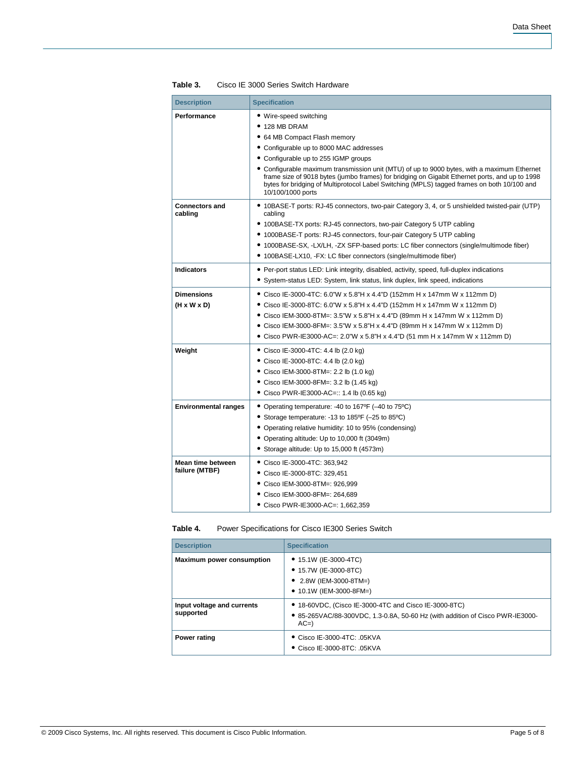**Table 3.** Cisco IE 3000 Series Switch Hardware

| Description | Specification |
|---|---|
| **Performance** | • Wire-speed switching<br>• 128 MB DRAM<br>• 64 MB Compact Flash memory<br>• Configurable up to 8000 MAC addresses<br>• Configurable up to 255 IGMP groups<br>• Configurable maximum transmission unit (MTU) of up to 9000 bytes, with a maximum Ethernet frame size of 9018 bytes (jumbo frames) for bridging on Gigabit Ethernet ports, and up to 1998 bytes for bridging of Multiprotocol Label Switching (MPLS) tagged frames on both 10/100 and 10/100/1000 ports |
| **Connectors and cabling** | • 10BASE-T ports: RJ-45 connectors, two-pair Category 3, 4, or 5 unshielded twisted-pair (UTP) cabling<br>• 100BASE-TX ports: RJ-45 connectors, two-pair Category 5 UTP cabling<br>• 1000BASE-T ports: RJ-45 connectors, four-pair Category 5 UTP cabling<br>• 1000BASE-SX, -LX/LH, -ZX SFP-based ports: LC fiber connectors (single/multimode fiber)<br>• 100BASE-LX10, -FX: LC fiber connectors (single/multimode fiber) |
| **Indicators** | • Per-port status LED: Link integrity, disabled, activity, speed, full-duplex indications<br>• System-status LED: System, link status, link duplex, link speed, indications |
| **Dimensions (H x W x D)** | • Cisco IE-3000-4TC: 6.0"W x 5.8"H x 4.4"D (152mm H x 147mm W x 112mm D)<br>• Cisco IE-3000-8TC: 6.0"W x 5.8"H x 4.4"D (152mm H x 147mm W x 112mm D)<br>• Cisco IEM-3000-8TM=: 3.5"W x 5.8"H x 4.4"D (89mm H x 147mm W x 112mm D)<br>• Cisco IEM-3000-8FM=: 3.5"W x 5.8"H x 4.4"D (89mm H x 147mm W x 112mm D)<br>• Cisco PWR-IE3000-AC=: 2.0"W x 5.8"H x 4.4"D (51 mm H x 147mm W x 112mm D) |
| **Weight** | • Cisco IE-3000-4TC: 4.4 lb (2.0 kg)<br>• Cisco IE-3000-8TC: 4.4 lb (2.0 kg)<br>• Cisco IEM-3000-8TM=: 2.2 lb (1.0 kg)<br>• Cisco IEM-3000-8FM=: 3.2 lb (1.45 kg)<br>• Cisco PWR-IE3000-AC=:: 1.4 lb (0.65 kg) |
| **Environmental ranges** | • Operating temperature: -40 to 167ºF (–40 to 75ºC)<br>• Storage temperature: -13 to 185ºF (–25 to 85ºC)<br>• Operating relative humidity: 10 to 95% (condensing)<br>• Operating altitude: Up to 10,000 ft (3049m)<br>• Storage altitude: Up to 15,000 ft (4573m) |
| **Mean time between failure (MTBF)** | • Cisco IE-3000-4TC: 363,942<br>• Cisco IE-3000-8TC: 329,451<br>• Cisco IEM-3000-8TM=: 926,999<br>• Cisco IEM-3000-8FM=: 264,689<br>• Cisco PWR-IE3000-AC=: 1,662,359 |

**Table 4.** Power Specifications for Cisco IE300 Series Switch

| Description | Specification |
|---|---|
| **Maximum power consumption** | • 15.1W (IE-3000-4TC)<br>• 15.7W (IE-3000-8TC)<br>• 2.8W (IEM-3000-8TM=)<br>• 10.1W (IEM-3000-8FM=) |
| **Input voltage and currents supported** | • 18-60VDC, (Cisco IE-3000-4TC and Cisco IE-3000-8TC)<br>• 85-265VAC/88-300VDC, 1.3-0.8A, 50-60 Hz (with addition of Cisco PWR-IE3000-AC=) |
| **Power rating** | • Cisco IE-3000-4TC: .05KVA<br>• Cisco IE-3000-8TC: .05KVA |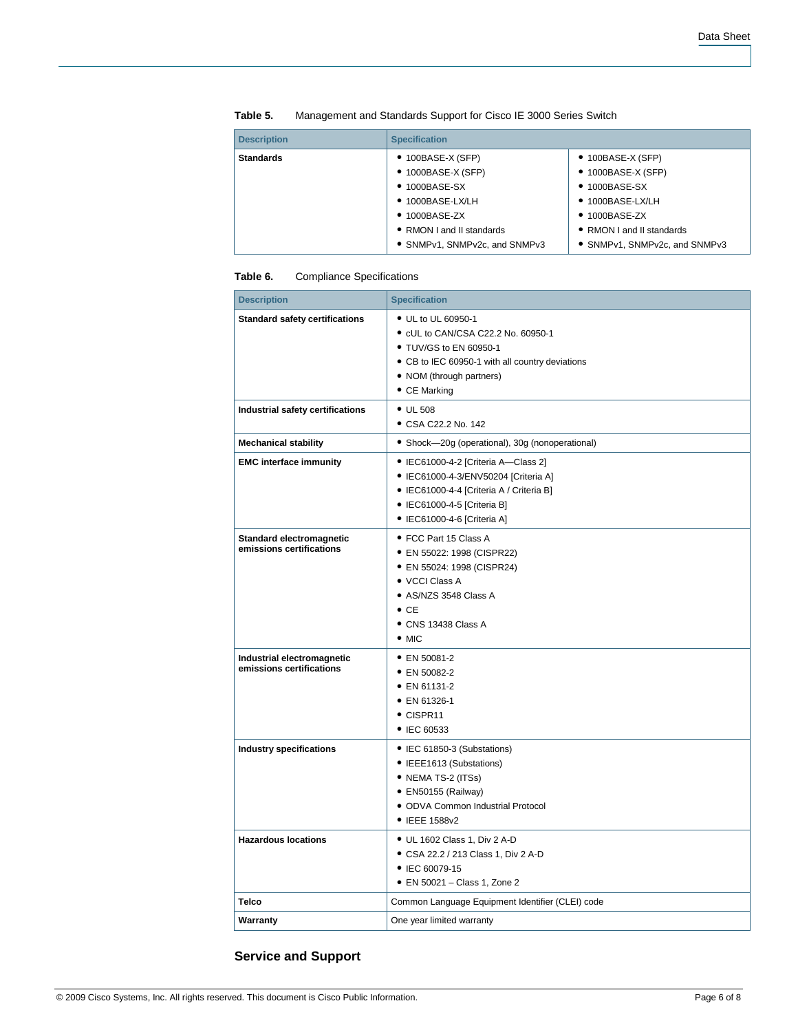**Table 5.** Management and Standards Support for Cisco IE 3000 Series Switch

| Description | Specification | |
|---|---|---|
| **Standards** | • 100BASE-X (SFP)<br>• 1000BASE-X (SFP)<br>• 1000BASE-SX<br>• 1000BASE-LX/LH<br>• 1000BASE-ZX<br>• RMON I and II standards<br>• SNMPv1, SNMPv2c, and SNMPv3 | • 100BASE-X (SFP)<br>• 1000BASE-X (SFP)<br>• 1000BASE-SX<br>• 1000BASE-LX/LH<br>• 1000BASE-ZX<br>• RMON I and II standards<br>• SNMPv1, SNMPv2c, and SNMPv3 |

**Table 6.** Compliance Specifications

| Description | Specification |
|---|---|
| **Standard safety certifications** | • UL to UL 60950-1<br>• cUL to CAN/CSA C22.2 No. 60950-1<br>• TUV/GS to EN 60950-1<br>• CB to IEC 60950-1 with all country deviations<br>• NOM (through partners)<br>• CE Marking |
| **Industrial safety certifications** | • UL 508<br>• CSA C22.2 No. 142 |
| **Mechanical stability** | • Shock—20g (operational), 30g (nonoperational) |
| **EMC interface immunity** | • IEC61000-4-2 [Criteria A—Class 2]<br>• IEC61000-4-3/ENV50204 [Criteria A]<br>• IEC61000-4-4 [Criteria A / Criteria B]<br>• IEC61000-4-5 [Criteria B]<br>• IEC61000-4-6 [Criteria A] |
| **Standard electromagnetic emissions certifications** | • FCC Part 15 Class A<br>• EN 55022: 1998 (CISPR22)<br>• EN 55024: 1998 (CISPR24)<br>• VCCI Class A<br>• AS/NZS 3548 Class A<br>• CE<br>• CNS 13438 Class A<br>• MIC |
| **Industrial electromagnetic emissions certifications** | • EN 50081-2<br>• EN 50082-2<br>• EN 61131-2<br>• EN 61326-1<br>• CISPR11<br>• IEC 60533 |
| **Industry specifications** | • IEC 61850-3 (Substations)<br>• IEEE1613 (Substations)<br>• NEMA TS-2 (ITSs)<br>• EN50155 (Railway)<br>• ODVA Common Industrial Protocol<br>• IEEE 1588v2 |
| **Hazardous locations** | • UL 1602 Class 1, Div 2 A-D<br>• CSA 22.2 / 213 Class 1, Div 2 A-D<br>• IEC 60079-15<br>• EN 50021 – Class 1, Zone 2 |
| **Telco** | Common Language Equipment Identifier (CLEI) code |
| **Warranty** | One year limited warranty |

## Service and Support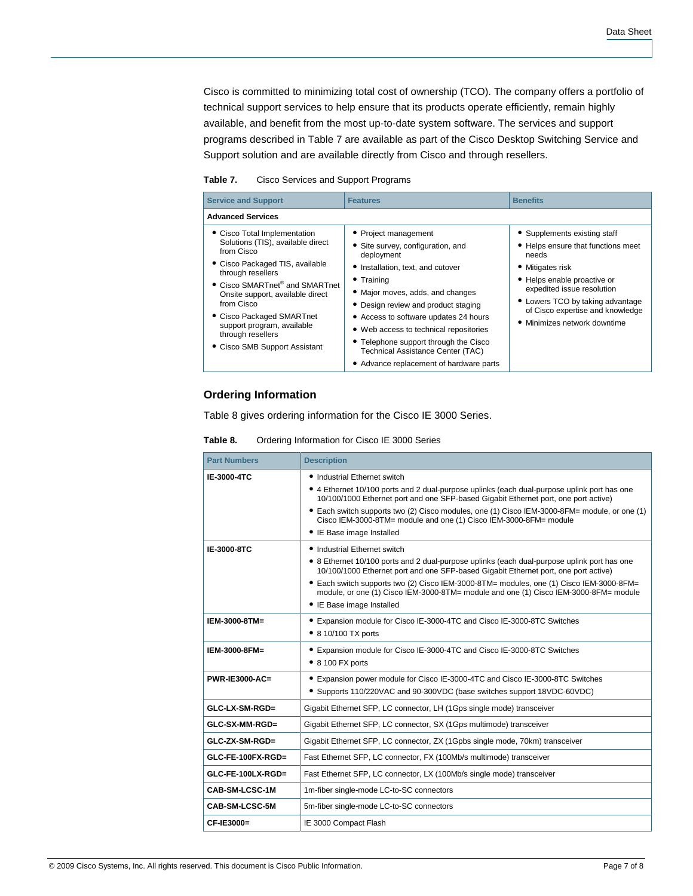Cisco is committed to minimizing total cost of ownership (TCO). The company offers a portfolio of technical support services to help ensure that its products operate efficiently, remain highly available, and benefit from the most up-to-date system software. The services and support programs described in Table 7 are available as part of the Cisco Desktop Switching Service and Support solution and are available directly from Cisco and through resellers.

**Table 7.** Cisco Services and Support Programs

| Service and Support | Features | Benefits |
|---|---|---|
| **Advanced Services** | | |
| • Cisco Total Implementation Solutions (TIS), available direct from Cisco<br>• Cisco Packaged TIS, available through resellers<br>• Cisco SMARTnet® and SMARTnet Onsite support, available direct from Cisco<br>• Cisco Packaged SMARTnet support program, available through resellers<br>• Cisco SMB Support Assistant | • Project management<br>• Site survey, configuration, and deployment<br>• Installation, text, and cutover<br>• Training<br>• Major moves, adds, and changes<br>• Design review and product staging<br>• Access to software updates 24 hours<br>• Web access to technical repositories<br>• Telephone support through the Cisco Technical Assistance Center (TAC)<br>• Advance replacement of hardware parts | • Supplements existing staff<br>• Helps ensure that functions meet needs<br>• Mitigates risk<br>• Helps enable proactive or expedited issue resolution<br>• Lowers TCO by taking advantage of Cisco expertise and knowledge<br>• Minimizes network downtime |

## Ordering Information

Table 8 gives ordering information for the Cisco IE 3000 Series.

**Table 8.** Ordering Information for Cisco IE 3000 Series

| Part Numbers | Description |
|---|---|
| **IE-3000-4TC** | • Industrial Ethernet switch<br>• 4 Ethernet 10/100 ports and 2 dual-purpose uplinks (each dual-purpose uplink port has one 10/100/1000 Ethernet port and one SFP-based Gigabit Ethernet port, one port active)<br>• Each switch supports two (2) Cisco modules, one (1) Cisco IEM-3000-8FM= module, or one (1) Cisco IEM-3000-8TM= module and one (1) Cisco IEM-3000-8FM= module<br>• IE Base image Installed |
| **IE-3000-8TC** | • Industrial Ethernet switch<br>• 8 Ethernet 10/100 ports and 2 dual-purpose uplinks (each dual-purpose uplink port has one 10/100/1000 Ethernet port and one SFP-based Gigabit Ethernet port, one port active)<br>• Each switch supports two (2) Cisco IEM-3000-8TM= modules, one (1) Cisco IEM-3000-8FM= module, or one (1) Cisco IEM-3000-8TM= module and one (1) Cisco IEM-3000-8FM= module<br>• IE Base image Installed |
| **IEM-3000-8TM=** | • Expansion module for Cisco IE-3000-4TC and Cisco IE-3000-8TC Switches<br>• 8 10/100 TX ports |
| **IEM-3000-8FM=** | • Expansion module for Cisco IE-3000-4TC and Cisco IE-3000-8TC Switches<br>• 8 100 FX ports |
| **PWR-IE3000-AC=** | • Expansion power module for Cisco IE-3000-4TC and Cisco IE-3000-8TC Switches<br>• Supports 110/220VAC and 90-300VDC (base switches support 18VDC-60VDC) |
| **GLC-LX-SM-RGD=** | Gigabit Ethernet SFP, LC connector, LH (1Gps single mode) transceiver |
| **GLC-SX-MM-RGD=** | Gigabit Ethernet SFP, LC connector, SX (1Gps multimode) transceiver |
| **GLC-ZX-SM-RGD=** | Gigabit Ethernet SFP, LC connector, ZX (1Gpbs single mode, 70km) transceiver |
| **GLC-FE-100FX-RGD=** | Fast Ethernet SFP, LC connector, FX (100Mb/s multimode) transceiver |
| **GLC-FE-100LX-RGD=** | Fast Ethernet SFP, LC connector, LX (100Mb/s single mode) transceiver |
| **CAB-SM-LCSC-1M** | 1m-fiber single-mode LC-to-SC connectors |
| **CAB-SM-LCSC-5M** | 5m-fiber single-mode LC-to-SC connectors |
| **CF-IE3000=** | IE 3000 Compact Flash |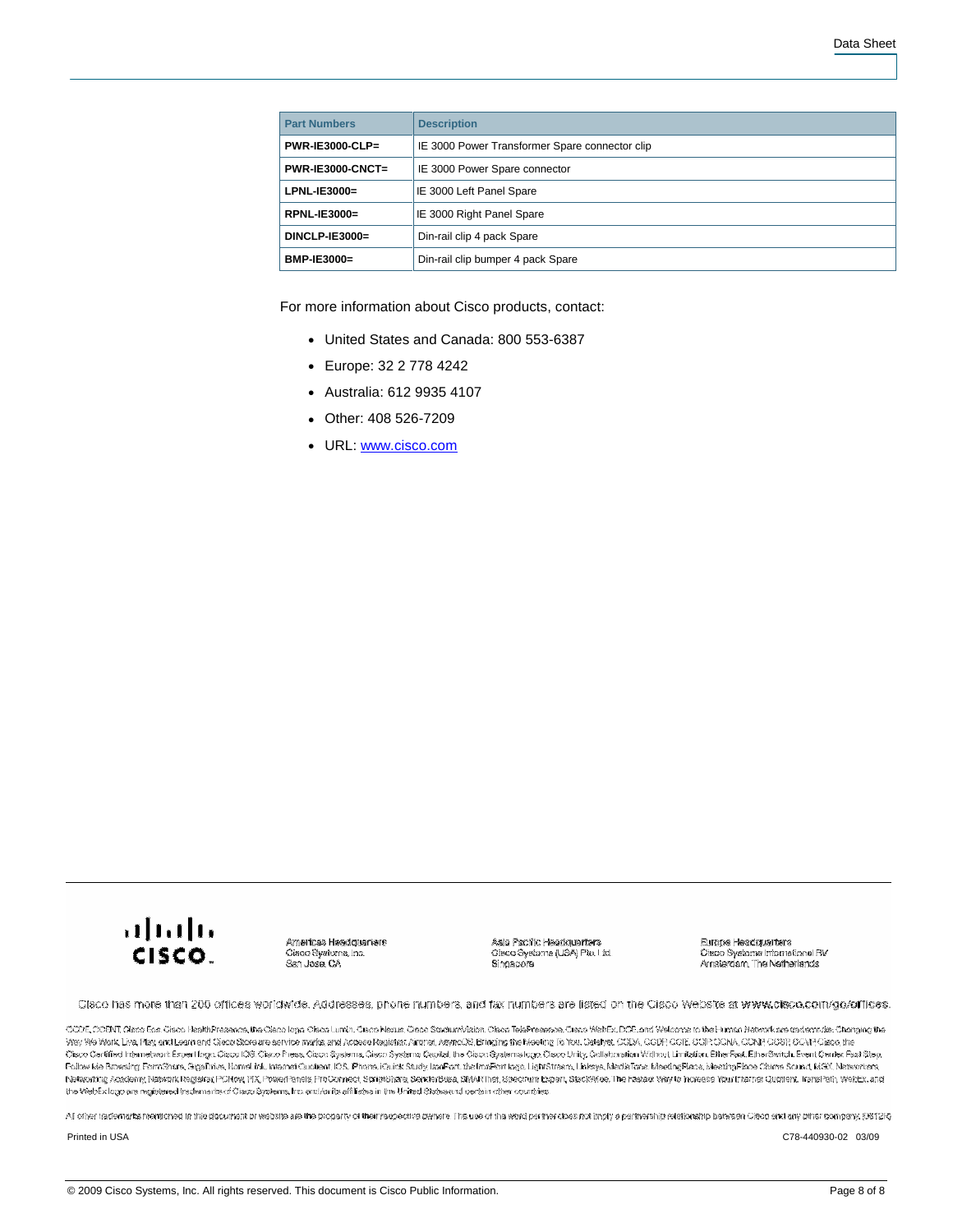| Part Numbers | Description |
| --- | --- |
| **PWR-IE3000-CLP=** | IE 3000 Power Transformer Spare connector clip |
| **PWR-IE3000-CNCT=** | IE 3000 Power Spare connector |
| **LPNL-IE3000=** | IE 3000 Left Panel Spare |
| **RPNL-IE3000=** | IE 3000 Right Panel Spare |
| **DINCLP-IE3000=** | Din-rail clip 4 pack Spare |
| **BMP-IE3000=** | Din-rail clip bumper 4 pack Spare |

For more information about Cisco products, contact:

- United States and Canada: 800 553-6387
- Europe: 32 2 778 4242
- Australia: 612 9935 4107
- Other: 408 526-7209
- URL: www.cisco.com

Americas Headquarters
Cisco Systems, Inc.
San Jose, CA

Asia Pacific Headquarters
Cisco Systems (USA) Pte. Ltd.
Singapore

Europe Headquarters
Cisco Systems International BV
Amsterdam, The Netherlands

Cisco has more than 200 offices worldwide. Addresses, phone numbers, and fax numbers are listed on the Cisco Website at www.cisco.com/go/offices.

CCDE, CCENT, Cisco Eos, Cisco HealthPresence, the Cisco logo, Cisco Lumin, Cisco Nexus, Cisco StadiumVision, Cisco TelePresence, Cisco WebEx, DCE, and Welcome to the Human Network are trademarks; Changing the Way We Work, Live, Play, and Learn and Cisco Store are service marks; and Access Registrar, Aironet, AsyncOS, Bringing the Meeting To You, Catalyst, CCDA, CCDP, CCIE, CCIP, CCNA, CCNP, CCSP, CCVP, Cisco, the Cisco Certified Internetwork Expert logo, Cisco IOS, Cisco Press, Cisco Systems, Cisco Systems Capital, the Cisco Systems logo, Cisco Unity, Collaboration Without Limitation, EtherFast, EtherSwitch, Event Center, Fast Step, Follow Me Browsing, FormShare, GigaDrive, HomeLink, Internet Quotient, IOS, iPhone, iQuick Study, IronPort, the IronPort logo, LightStream, Linksys, MediaTone, MeetingPlace, MeetingPlace Chime Sound, MGX, Networkers, Networking Academy, Network Registrar, PCNow, PIX, PowerPanels, ProConnect, ScriptShare, SenderBase, SMARTnet, Spectrum Expert, StackWise, The Fastest Way to Increase Your Internet Quotient, TransPath, WebEx, and the WebEx logo are registered trademarks of Cisco Systems, Inc. and/or its affiliates in the United States and certain other countries.

All other trademarks mentioned in this document or website are the property of their respective owners. The use of the word partner does not imply a partnership relationship between Cisco and any other company. (0812R)

Printed in USA C78-440930-02 03/09